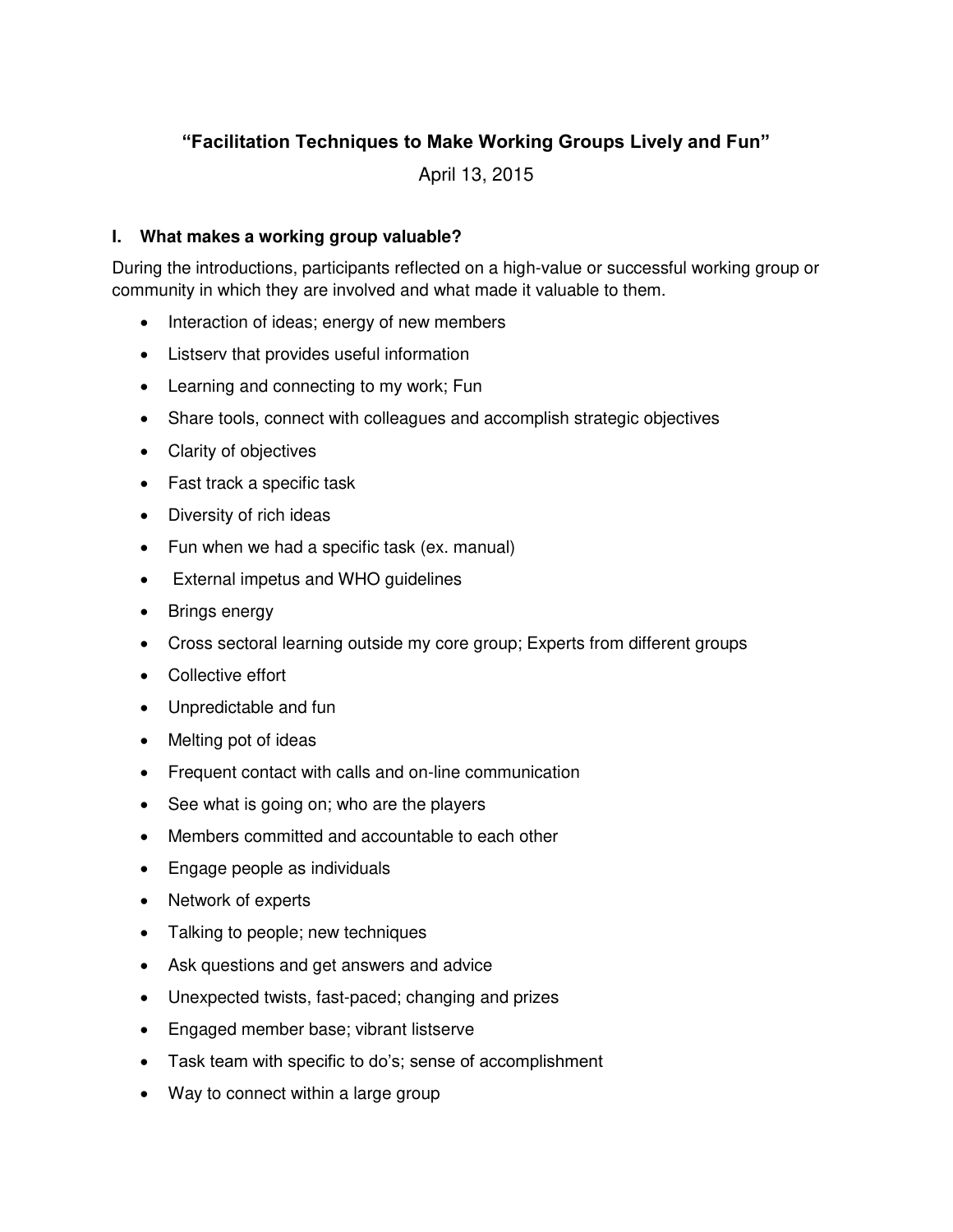# "Facilitation Techniques to Make Working Groups Lively and Fun"

April 13, 2015

## I. What makes a working group valuable?

During the introductions, participants reflected on a high-value or successful working group or community in which they are involved and what made it valuable to them.

- Interaction of ideas; energy of new members
- Listserv that provides useful information
- Learning and connecting to my work; Fun
- Share tools, connect with colleagues and accomplish strategic objectives
- Clarity of objectives
- Fast track a specific task
- Diversity of rich ideas
- Fun when we had a specific task (ex. manual)
- External impetus and WHO guidelines
- Brings energy
- Cross sectoral learning outside my core group; Experts from different groups
- Collective effort
- Unpredictable and fun
- Melting pot of ideas
- Frequent contact with calls and on-line communication
- See what is going on; who are the players
- Members committed and accountable to each other
- Engage people as individuals
- Network of experts
- Talking to people; new techniques
- Ask questions and get answers and advice
- Unexpected twists, fast-paced; changing and prizes
- Engaged member base; vibrant listserve
- Task team with specific to do's; sense of accomplishment
- Way to connect within a large group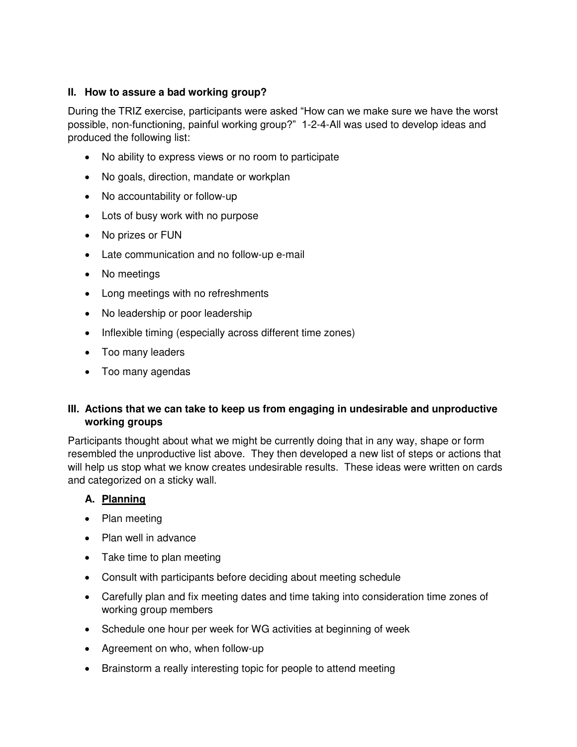## II. How to assure a bad working group?

During the TRIZ exercise, participants were asked "How can we make sure we have the worst possible, non-functioning, painful working group?" 1-2-4-All was used to develop ideas and produced the following list:

- No ability to express views or no room to participate
- No goals, direction, mandate or workplan
- No accountability or follow-up
- Lots of busy work with no purpose
- No prizes or FUN
- Late communication and no follow-up e-mail
- No meetings
- Long meetings with no refreshments
- No leadership or poor leadership
- Inflexible timing (especially across different time zones)
- Too many leaders
- Too many agendas

## III. Actions that we can take to keep us from engaging in undesirable and unproductive working groups

Participants thought about what we might be currently doing that in any way, shape or form resembled the unproductive list above. They then developed a new list of steps or actions that will help us stop what we know creates undesirable results. These ideas were written on cards and categorized on a sticky wall.

### A. <u>Planning</u>

- Plan meeting
- Plan well in advance
- Take time to plan meeting
- Consult with participants before deciding about meeting schedule
- Carefully plan and fix meeting dates and time taking into consideration time zones of working group members
- Schedule one hour per week for WG activities at beginning of week
- Agreement on who, when follow-up
- Brainstorm a really interesting topic for people to attend meeting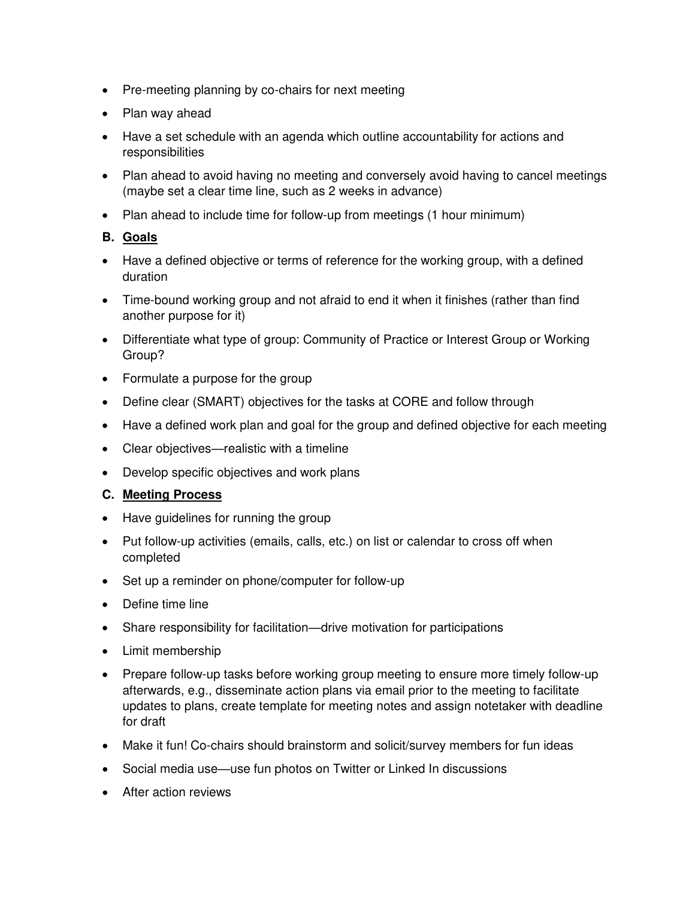- Pre-meeting planning by co-chairs for next meeting
- Plan way ahead
- Have a set schedule with an agenda which outline accountability for actions and responsibilities
- Plan ahead to avoid having no meeting and conversely avoid having to cancel meetings (maybe set a clear time line, such as 2 weeks in advance)
- Plan ahead to include time for follow-up from meetings (1 hour minimum)

### B. **Goals**

- Have a defined objective or terms of reference for the working group, with a defined duration
- Time-bound working group and not afraid to end it when it finishes (rather than find another purpose for it)
- Differentiate what type of group: Community of Practice or Interest Group or Working Group?
- Formulate a purpose for the group
- Define clear (SMART) objectives for the tasks at CORE and follow through
- Have a defined work plan and goal for the group and defined objective for each meeting
- Clear objectives—realistic with a timeline
- Develop specific objectives and work plans

### C. **Meeting Process**

- Have guidelines for running the group
- Put follow-up activities (emails, calls, etc.) on list or calendar to cross off when completed
- Set up a reminder on phone/computer for follow-up
- Define time line
- Share responsibility for facilitation—drive motivation for participations
- Limit membership
- Prepare follow-up tasks before working group meeting to ensure more timely follow-up afterwards, e.g., disseminate action plans via email prior to the meeting to facilitate updates to plans, create template for meeting notes and assign notetaker with deadline for draft
- Make it fun! Co-chairs should brainstorm and solicit/survey members for fun ideas
- Social media use—use fun photos on Twitter or Linked In discussions
- After action reviews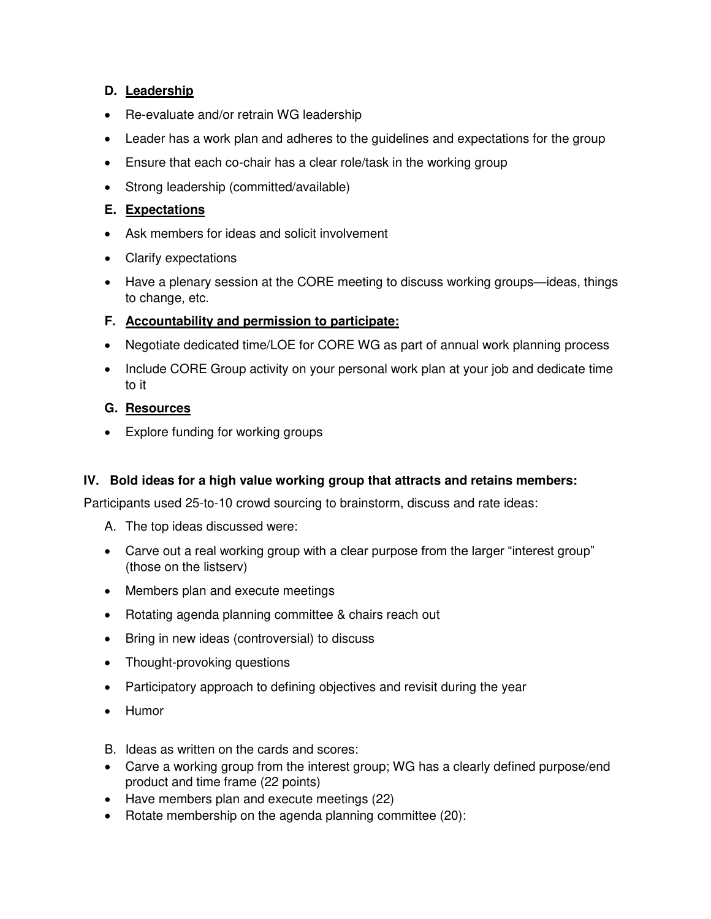### D. Leadership

- Re-evaluate and/or retrain WG leadership
- Leader has a work plan and adheres to the guidelines and expectations for the group
- Ensure that each co-chair has a clear role/task in the working group
- Strong leadership (committed/available)

### E. Expectations

- Ask members for ideas and solicit involvement
- Clarify expectations
- Have a plenary session at the CORE meeting to discuss working groups—ideas, things to change, etc.

### F. Accountability and permission to participate:

- Negotiate dedicated time/LOE for CORE WG as part of annual work planning process
- Include CORE Group activity on your personal work plan at your job and dedicate time to it

### G. Resources

- Explore funding for working groups

## IV. Bold ideas for a high value working group that attracts and retains members:

Participants used 25-to-10 crowd sourcing to brainstorm, discuss and rate ideas:

A. The top ideas discussed were:

- Carve out a real working group with a clear purpose from the larger "interest group" (those on the listserv)
- Members plan and execute meetings
- Rotating agenda planning committee & chairs reach out
- Bring in new ideas (controversial) to discuss
- Thought-provoking questions
- Participatory approach to defining objectives and revisit during the year
- Humor

B. Ideas as written on the cards and scores:

- Carve a working group from the interest group; WG has a clearly defined purpose/end product and time frame (22 points)
- Have members plan and execute meetings (22)
- Rotate membership on the agenda planning committee (20):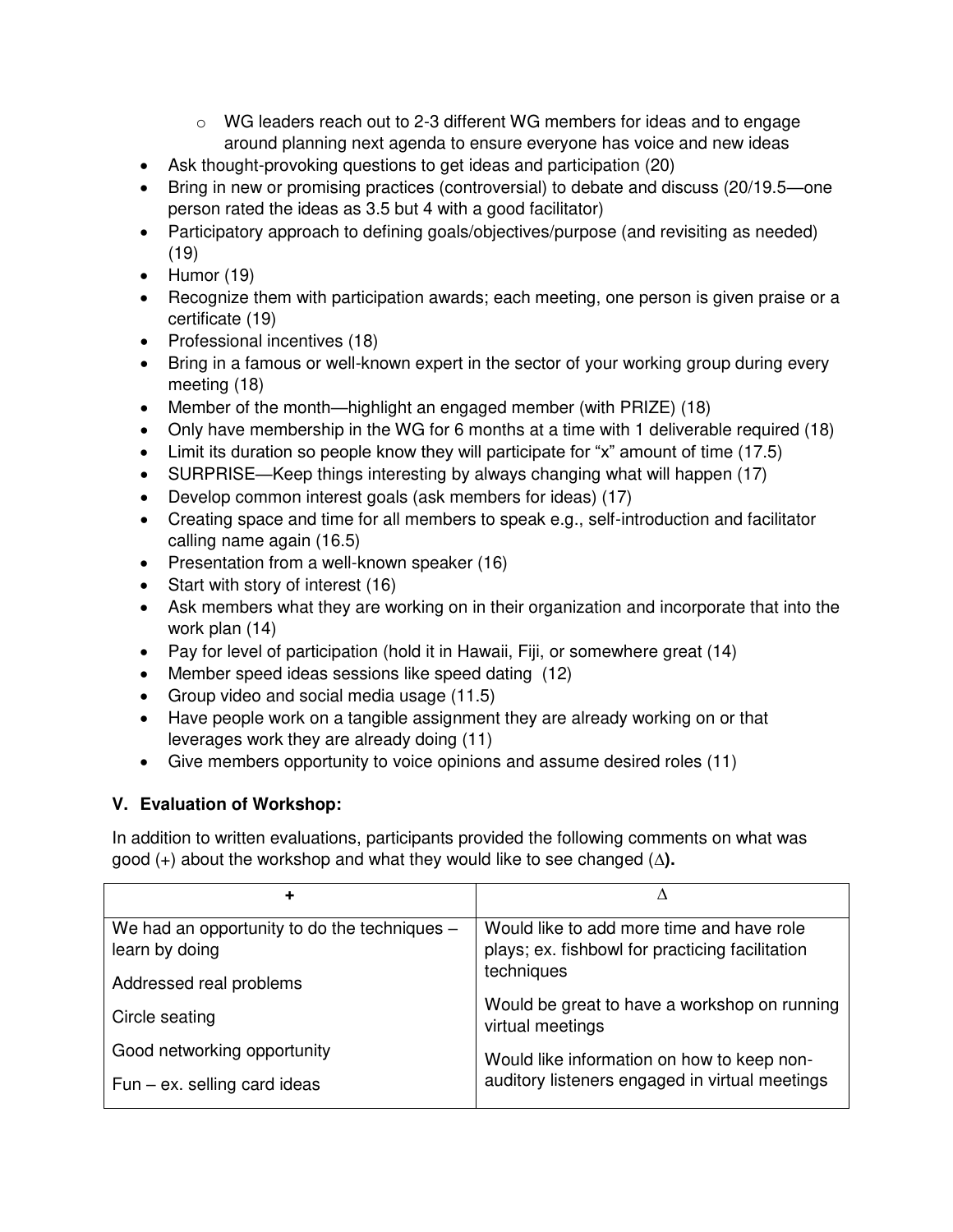- WG leaders reach out to 2-3 different WG members for ideas and to engage around planning next agenda to ensure everyone has voice and new ideas
- Ask thought-provoking questions to get ideas and participation (20)
- Bring in new or promising practices (controversial) to debate and discuss (20/19.5—one person rated the ideas as 3.5 but 4 with a good facilitator)
- Participatory approach to defining goals/objectives/purpose (and revisiting as needed) (19)
- Humor (19)
- Recognize them with participation awards; each meeting, one person is given praise or a certificate (19)
- Professional incentives (18)
- Bring in a famous or well-known expert in the sector of your working group during every meeting (18)
- Member of the month—highlight an engaged member (with PRIZE) (18)
- Only have membership in the WG for 6 months at a time with 1 deliverable required (18)
- Limit its duration so people know they will participate for "x" amount of time (17.5)
- SURPRISE—Keep things interesting by always changing what will happen (17)
- Develop common interest goals (ask members for ideas) (17)
- Creating space and time for all members to speak e.g., self-introduction and facilitator calling name again (16.5)
- Presentation from a well-known speaker (16)
- Start with story of interest (16)
- Ask members what they are working on in their organization and incorporate that into the work plan (14)
- Pay for level of participation (hold it in Hawaii, Fiji, or somewhere great (14)
- Member speed ideas sessions like speed dating (12)
- Group video and social media usage (11.5)
- Have people work on a tangible assignment they are already working on or that leverages work they are already doing (11)
- Give members opportunity to voice opinions and assume desired roles (11)

## V. Evaluation of Workshop:

In addition to written evaluations, participants provided the following comments on what was good (+) about the workshop and what they would like to see changed (∆**).**

| + | ∆ |
|---|---|
| We had an opportunity to do the techniques – learn by doing<br><br>Addressed real problems<br><br>Circle seating<br><br>Good networking opportunity<br><br>Fun – ex. selling card ideas | Would like to add more time and have role plays; ex. fishbowl for practicing facilitation techniques<br><br>Would be great to have a workshop on running virtual meetings<br><br>Would like information on how to keep non-auditory listeners engaged in virtual meetings |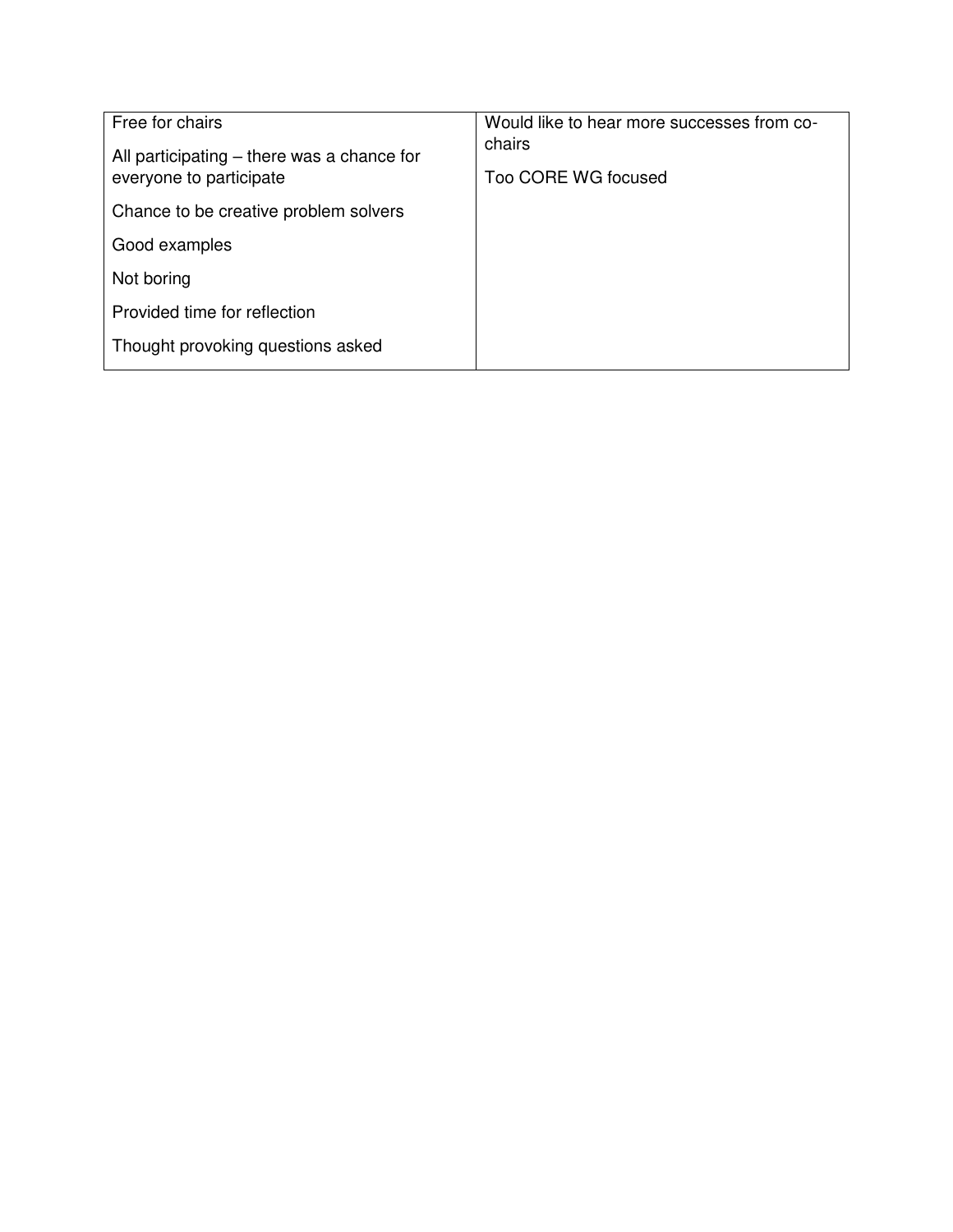| | |
|---|---|
| Free for chairs<br><br>All participating – there was a chance for everyone to participate<br><br>Chance to be creative problem solvers<br><br>Good examples<br><br>Not boring<br><br>Provided time for reflection<br><br>Thought provoking questions asked | Would like to hear more successes from co-chairs<br><br>Too CORE WG focused |